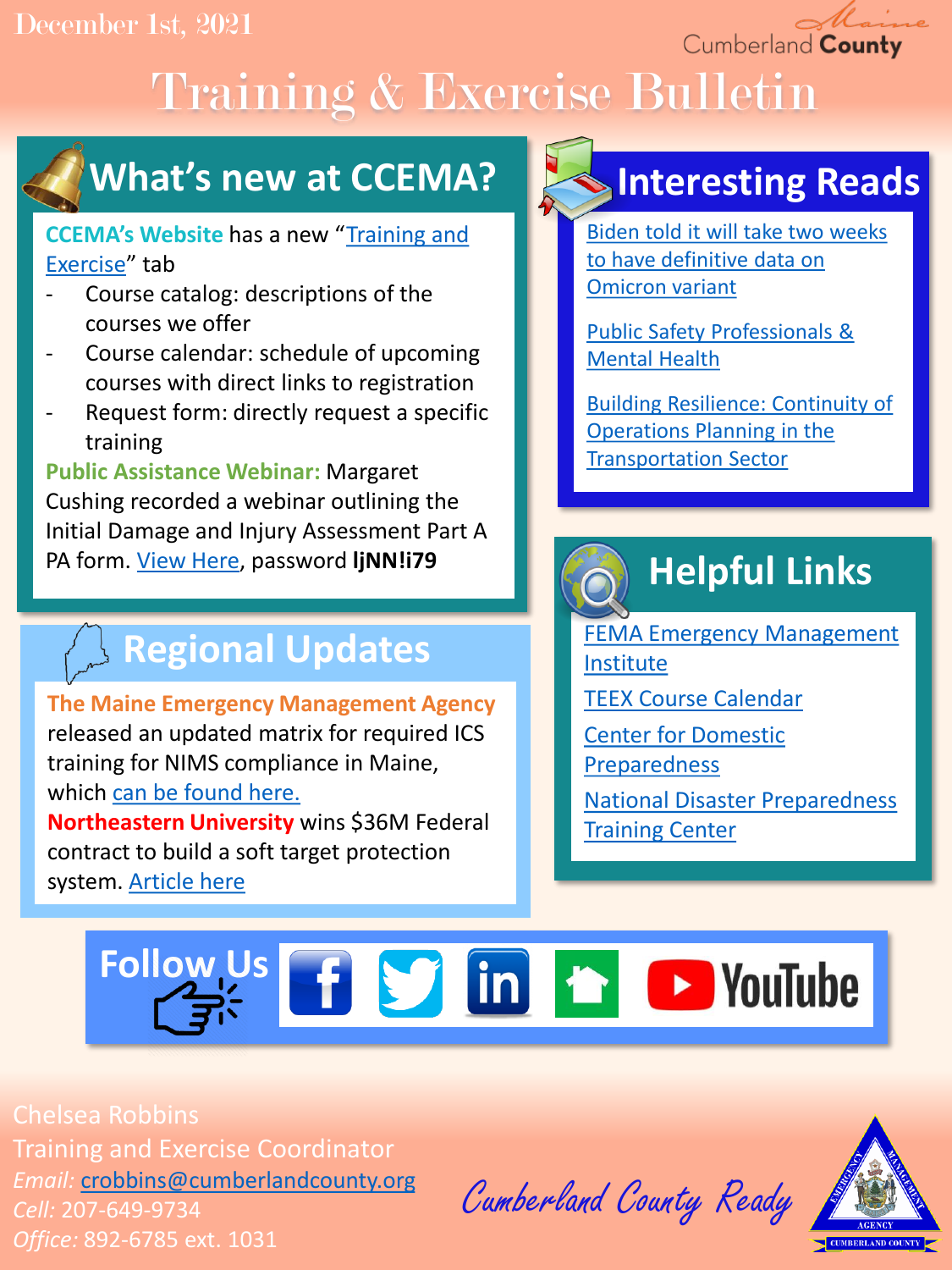December 1st, 2021

Maine Cumberland **County**

# Training & Exercise Bulletin

## What's new at CCEMA?

**CCEMA's Website** has a new "Training and Exercise" tab

- Course catalog: descriptions of the courses we offer
- Course calendar: schedule of upcoming courses with direct links to registration
- Request form: directly request a specific training

**Public Assistance Webinar:** Margaret Cushing recorded a webinar outlining the Initial Damage and Injury Assessment Part A PA form. View Here, password **ljNN!i79**

## Regional Updates

**The Maine Emergency Management Agency** released an updated matrix for required ICS training for NIMS compliance in Maine, which can be found here.

**Northeastern University** wins $36M Federal contract to build a soft target protection system. Article here

## Interesting Reads

Biden told it will take two weeks to have definitive data on Omicron variant

Public Safety Professionals & Mental Health

Building Resilience: Continuity of Operations Planning in the Transportation Sector

## Helpful Links

FEMA Emergency Management Institute

TEEX Course Calendar

Center for Domestic Preparedness

National Disaster Preparedness Training Center

## Follow Us

Facebook | Twitter | LinkedIn | YouTube

Chelsea Robbins
Training and Exercise Coordinator
*Email:* crobbins@cumberlandcounty.org
*Cell:* 207-649-9734
*Office:* 892-6785 ext. 1031

Cumberland County Ready

EMERGENCY MANAGEMENT AGENCY
CUMBERLAND COUNTY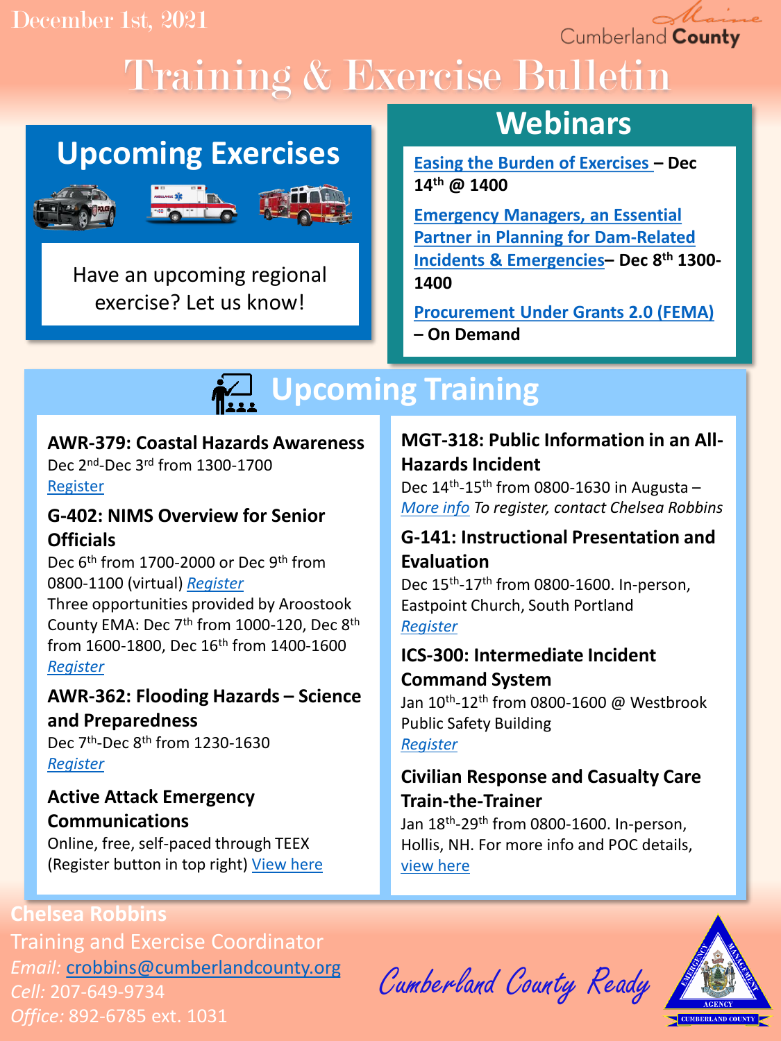December 1st, 2021

Maine Cumberland County

# Training & Exercise Bulletin

## Upcoming Exercises

Have an upcoming regional exercise? Let us know!

## Webinars

**Easing the Burden of Exercises – Dec 14th @ 1400**

**Emergency Managers, an Essential Partner in Planning for Dam-Related Incidents & Emergencies– Dec 8th 1300-1400**

**Procurement Under Grants 2.0 (FEMA) – On Demand**

## Upcoming Training

### AWR-379: Coastal Hazards Awareness

Dec 2nd-Dec 3rd from 1300-1700
Register

### G-402: NIMS Overview for Senior Officials

Dec 6th from 1700-2000 or Dec 9th from 0800-1100 (virtual) *Register*
Three opportunities provided by Aroostook County EMA: Dec 7th from 1000-120, Dec 8th from 1600-1800, Dec 16th from 1400-1600
*Register*

### AWR-362: Flooding Hazards – Science and Preparedness

Dec 7th-Dec 8th from 1230-1630
*Register*

### Active Attack Emergency Communications

Online, free, self-paced through TEEX (Register button in top right) View here

### MGT-318: Public Information in an All-Hazards Incident

Dec 14th-15th from 0800-1630 in Augusta – *More info To register, contact Chelsea Robbins*

### G-141: Instructional Presentation and Evaluation

Dec 15th-17th from 0800-1600. In-person, Eastpoint Church, South Portland
*Register*

### ICS-300: Intermediate Incident Command System

Jan 10th-12th from 0800-1600 @ Westbrook Public Safety Building
*Register*

### Civilian Response and Casualty Care Train-the-Trainer

Jan 18th-29th from 0800-1600. In-person, Hollis, NH. For more info and POC details, view here

**Chelsea Robbins**
Training and Exercise Coordinator
*Email:* crobbins@cumberlandcounty.org
*Cell:* 207-649-9734
*Office:* 892-6785 ext. 1031

Cumberland County Ready